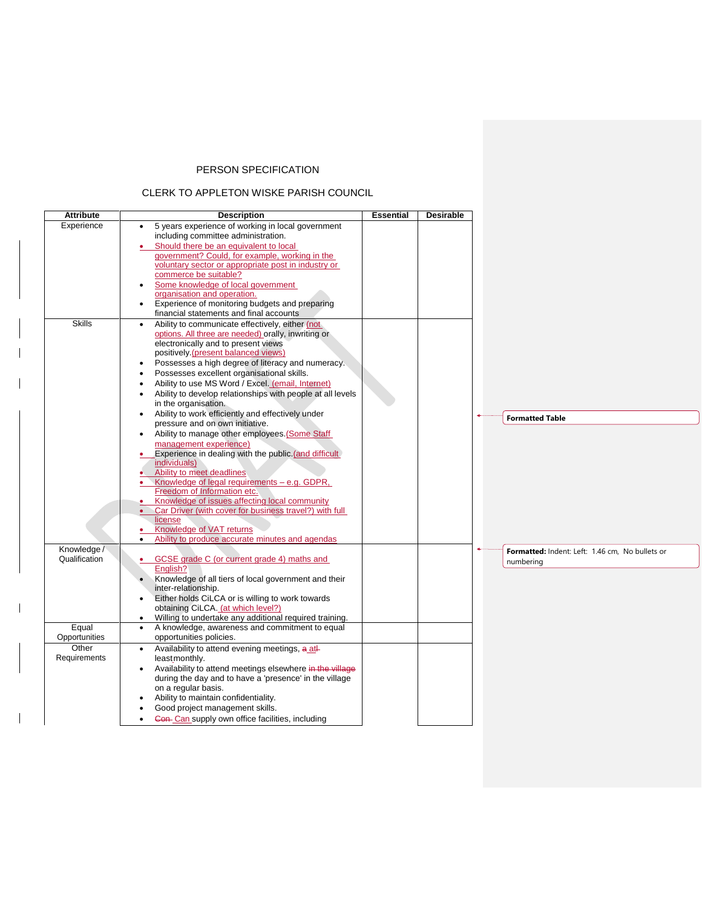PERSON SPECIFICATION

CLERK TO APPLETON WISKE PARISH COUNCIL

| Attribute | Description | Essential | Desirable |
|---|---|---|---|
| Experience | • 5 years experience of working in local government including committee administration.<br>• Should there be an equivalent to local government? Could, for example, working in the voluntary sector or appropriate post in industry or commerce be suitable?<br>• Some knowledge of local government organisation and operation.<br>• Experience of monitoring budgets and preparing financial statements and final accounts | | |
| Skills | • Ability to communicate effectively, either (not options. All three are needed) orally, inwriting or electronically and to present views positively.(present balanced views)<br>• Possesses a high degree of literacy and numeracy.<br>• Possesses excellent organisational skills.<br>• Ability to use MS Word / Excel. (email, Internet)<br>• Ability to develop relationships with people at all levels in the organisation.<br>• Ability to work efficiently and effectively under pressure and on own initiative.<br>• Ability to manage other employees.(Some Staff management experience)<br>• Experience in dealing with the public.(and difficult individuals)<br>• Ability to meet deadlines<br>• Knowledge of legal requirements – e.g. GDPR, Freedom of Information etc.<br>• Knowledge of issues affecting local community<br>• Car Driver (with cover for business travel?) with full license<br>• Knowledge of VAT returns<br>• Ability to produce accurate minutes and agendas | | |
| Knowledge / Qualification | • GCSE grade C (or current grade 4) maths and English?<br>• Knowledge of all tiers of local government and their inter-relationship.<br>• Either holds CiLCA or is willing to work towards obtaining CiLCA. (at which level?)<br>• Willing to undertake any additional required training. | | |
| Equal Opportunities | • A knowledge, awareness and commitment to equal opportunities policies. | | |
| Other Requirements | • Availability to attend evening meetings, ~~a~~ at ~~l~~ least monthly.<br>• Availability to attend meetings elsewhere ~~in the village~~ during the day and to have a 'presence' in the village on a regular basis.<br>• Ability to maintain confidentiality.<br>• Good project management skills.<br>• ~~Con~~ Can supply own office facilities, including | | |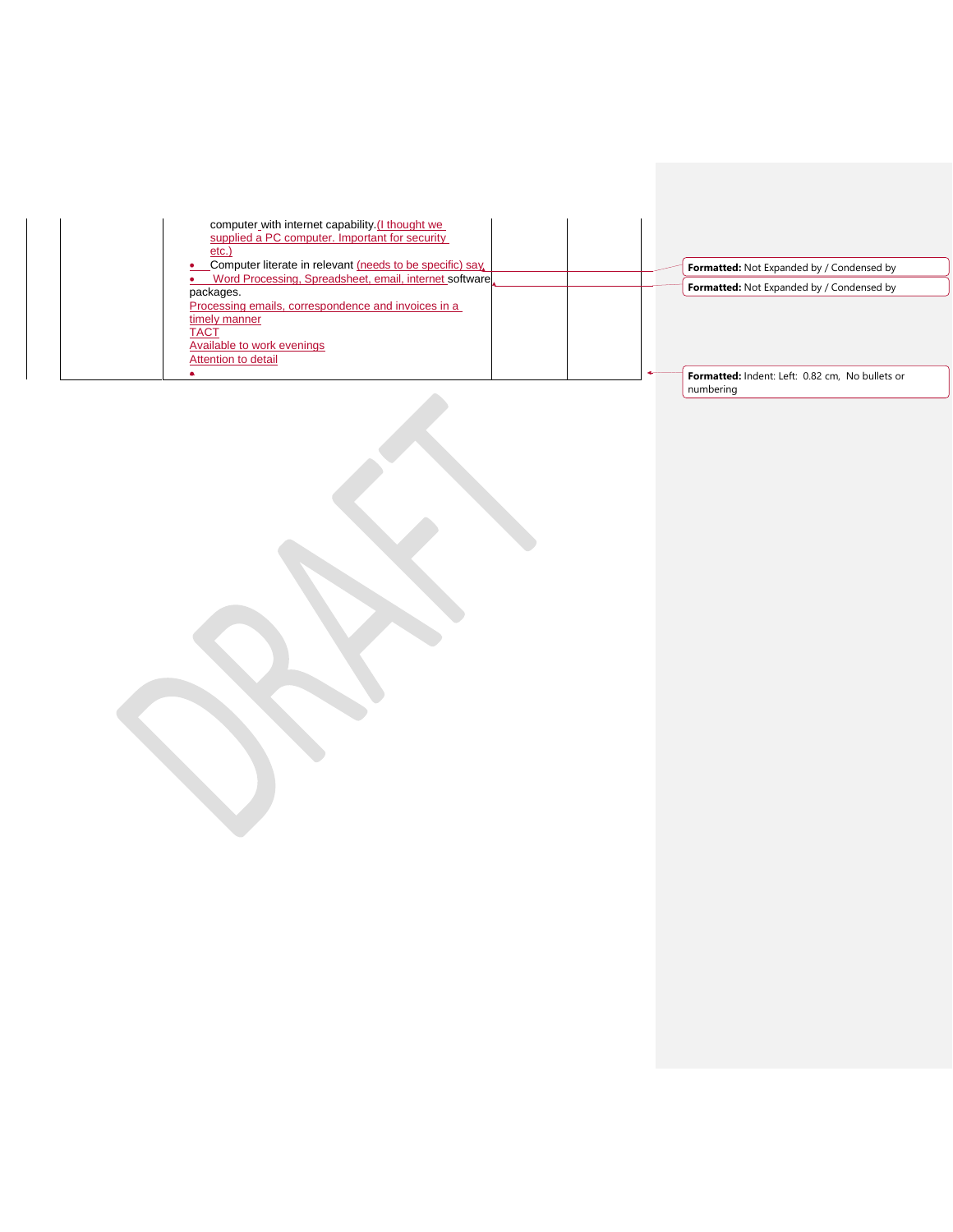| | | | | |
|---|---|---|---|---|
| | | computer with internet capability.(I thought we supplied a PC computer. Important for security etc.)<br>• Computer literate in relevant (needs to be specific) say<br>• Word Processing, Spreadsheet, email, internet software packages.<br>Processing emails, correspondence and invoices in a timely manner<br>TACT<br>Available to work evenings<br>Attention to detail | | |

Formatted: Not Expanded by / Condensed by

Formatted: Not Expanded by / Condensed by

Formatted: Indent: Left: 0.82 cm, No bullets or numbering